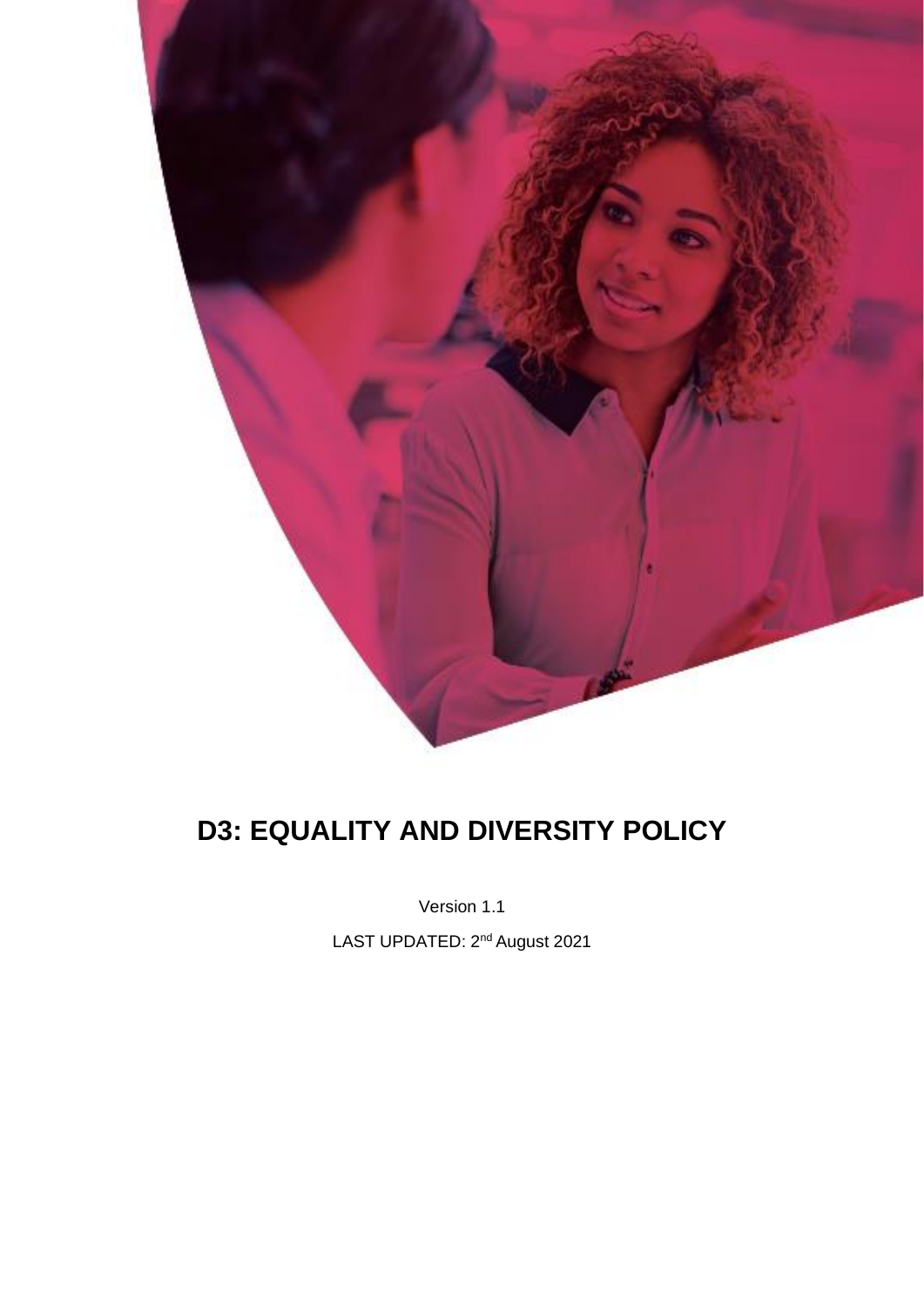# D3: EQUALITY AND DIVERSITY POLICY

Version 1.1

LAST UPDATED: 2nd August 2021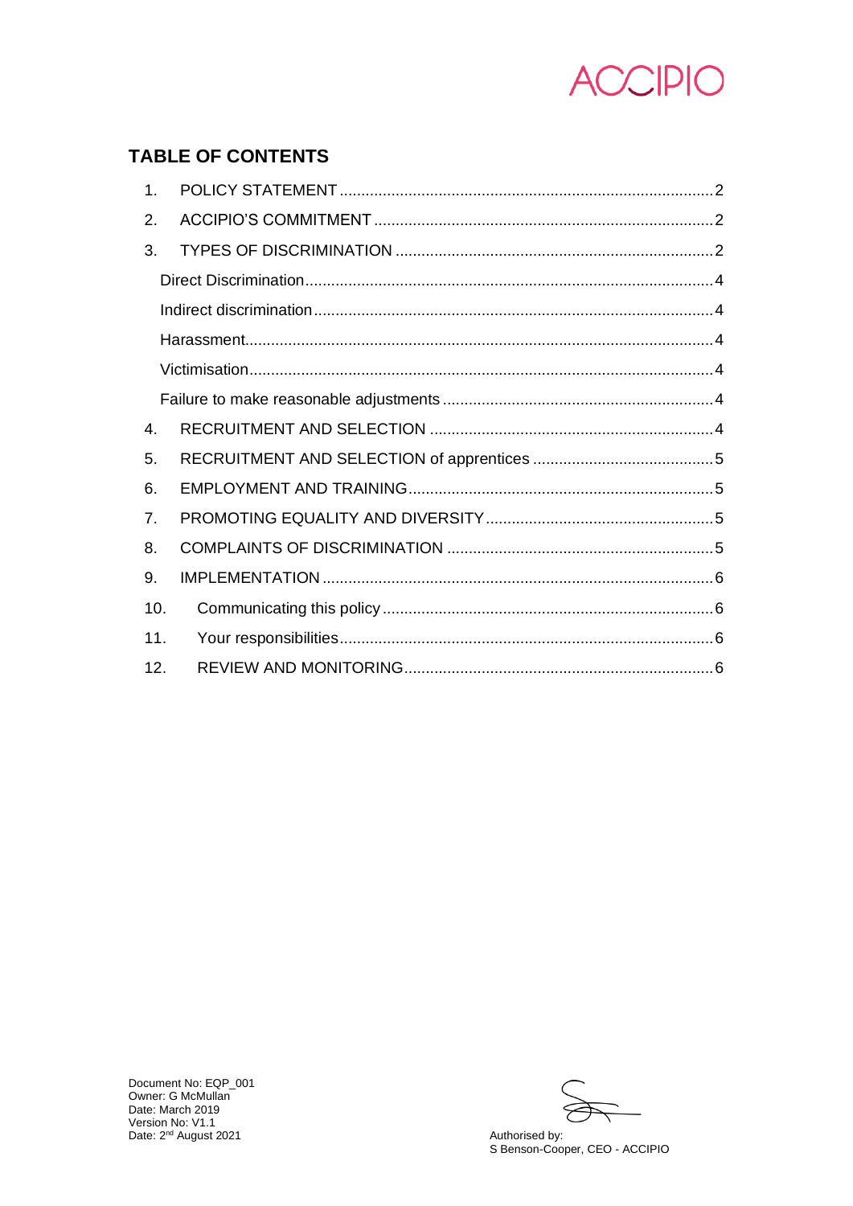## TABLE OF CONTENTS

1. POLICY STATEMENT ..... 2
2. ACCIPIO'S COMMITMENT ..... 2
3. TYPES OF DISCRIMINATION ..... 2
   - Direct Discrimination ..... 4
   - Indirect discrimination ..... 4
   - Harassment ..... 4
   - Victimisation ..... 4
   - Failure to make reasonable adjustments ..... 4
4. RECRUITMENT AND SELECTION ..... 4
5. RECRUITMENT AND SELECTION of apprentices ..... 5
6. EMPLOYMENT AND TRAINING ..... 5
7. PROMOTING EQUALITY AND DIVERSITY ..... 5
8. COMPLAINTS OF DISCRIMINATION ..... 5
9. IMPLEMENTATION ..... 6
10. Communicating this policy ..... 6
11. Your responsibilities ..... 6
12. REVIEW AND MONITORING ..... 6

Document No: EQP_001
Owner: G McMullan
Date: March 2019
Version No: V1.1
Date: 2nd August 2021

Authorised by:
S Benson-Cooper, CEO - ACCIPIO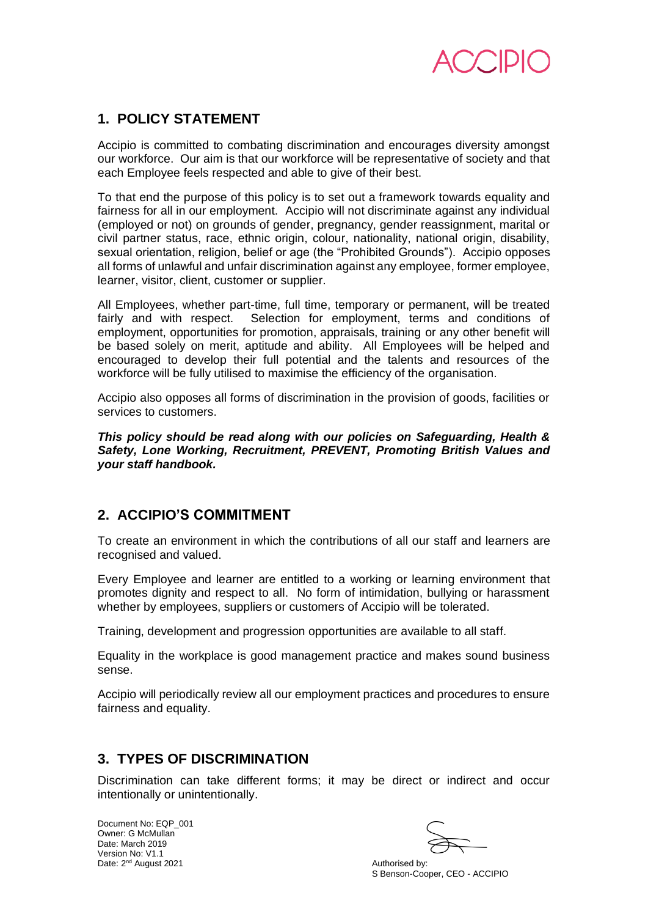## 1. POLICY STATEMENT

Accipio is committed to combating discrimination and encourages diversity amongst our workforce. Our aim is that our workforce will be representative of society and that each Employee feels respected and able to give of their best.

To that end the purpose of this policy is to set out a framework towards equality and fairness for all in our employment. Accipio will not discriminate against any individual (employed or not) on grounds of gender, pregnancy, gender reassignment, marital or civil partner status, race, ethnic origin, colour, nationality, national origin, disability, sexual orientation, religion, belief or age (the "Prohibited Grounds"). Accipio opposes all forms of unlawful and unfair discrimination against any employee, former employee, learner, visitor, client, customer or supplier.

All Employees, whether part-time, full time, temporary or permanent, will be treated fairly and with respect. Selection for employment, terms and conditions of employment, opportunities for promotion, appraisals, training or any other benefit will be based solely on merit, aptitude and ability. All Employees will be helped and encouraged to develop their full potential and the talents and resources of the workforce will be fully utilised to maximise the efficiency of the organisation.

Accipio also opposes all forms of discrimination in the provision of goods, facilities or services to customers.

***This policy should be read along with our policies on Safeguarding, Health & Safety, Lone Working, Recruitment, PREVENT, Promoting British Values and your staff handbook.***

## 2. ACCIPIO'S COMMITMENT

To create an environment in which the contributions of all our staff and learners are recognised and valued.

Every Employee and learner are entitled to a working or learning environment that promotes dignity and respect to all. No form of intimidation, bullying or harassment whether by employees, suppliers or customers of Accipio will be tolerated.

Training, development and progression opportunities are available to all staff.

Equality in the workplace is good management practice and makes sound business sense.

Accipio will periodically review all our employment practices and procedures to ensure fairness and equality.

## 3. TYPES OF DISCRIMINATION

Discrimination can take different forms; it may be direct or indirect and occur intentionally or unintentionally.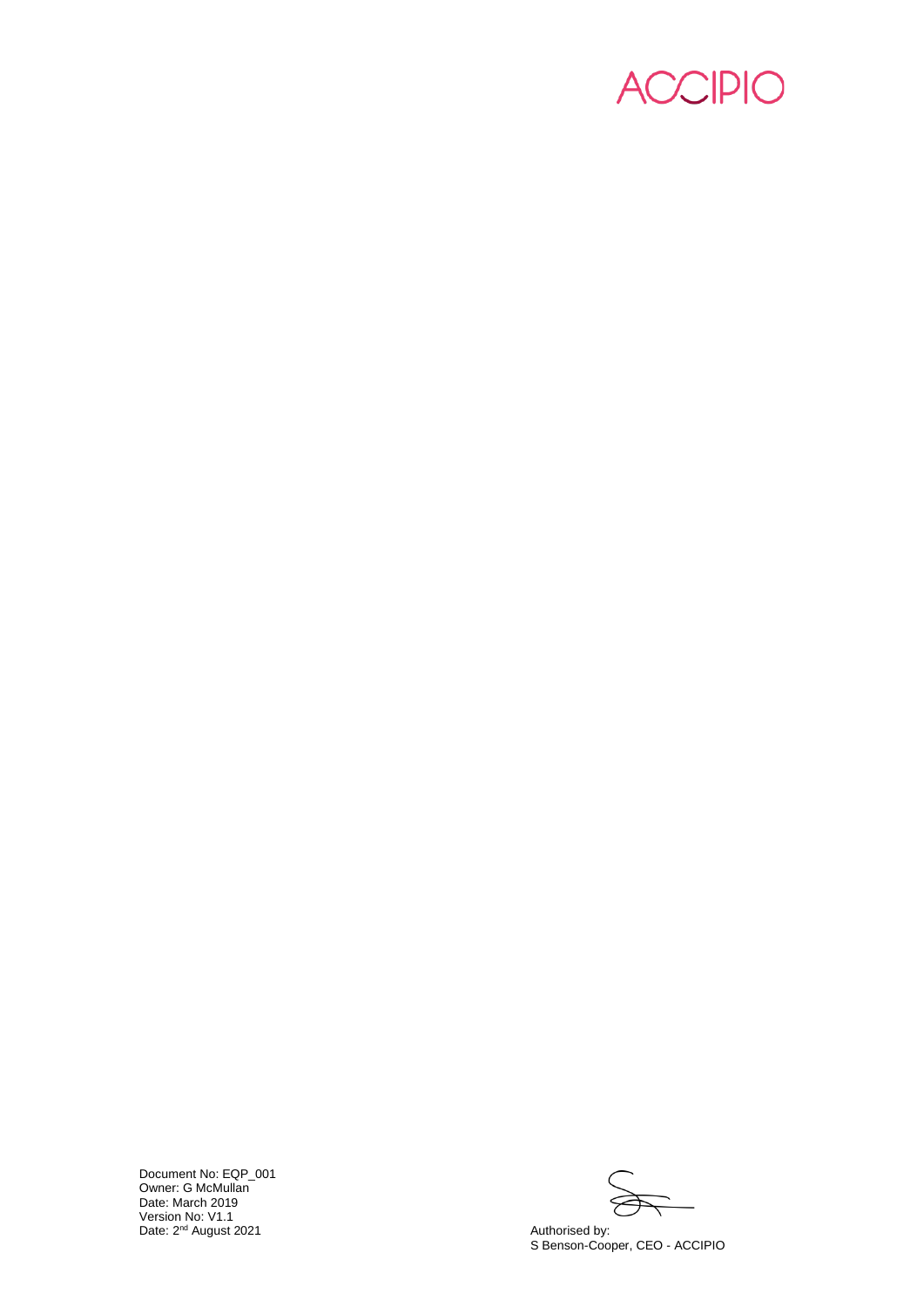ACCIPIO

Document No: EQP_001
Owner: G McMullan
Date: March 2019
Version No: V1.1
Date: 2nd August 2021

Authorised by:
S Benson-Cooper, CEO - ACCIPIO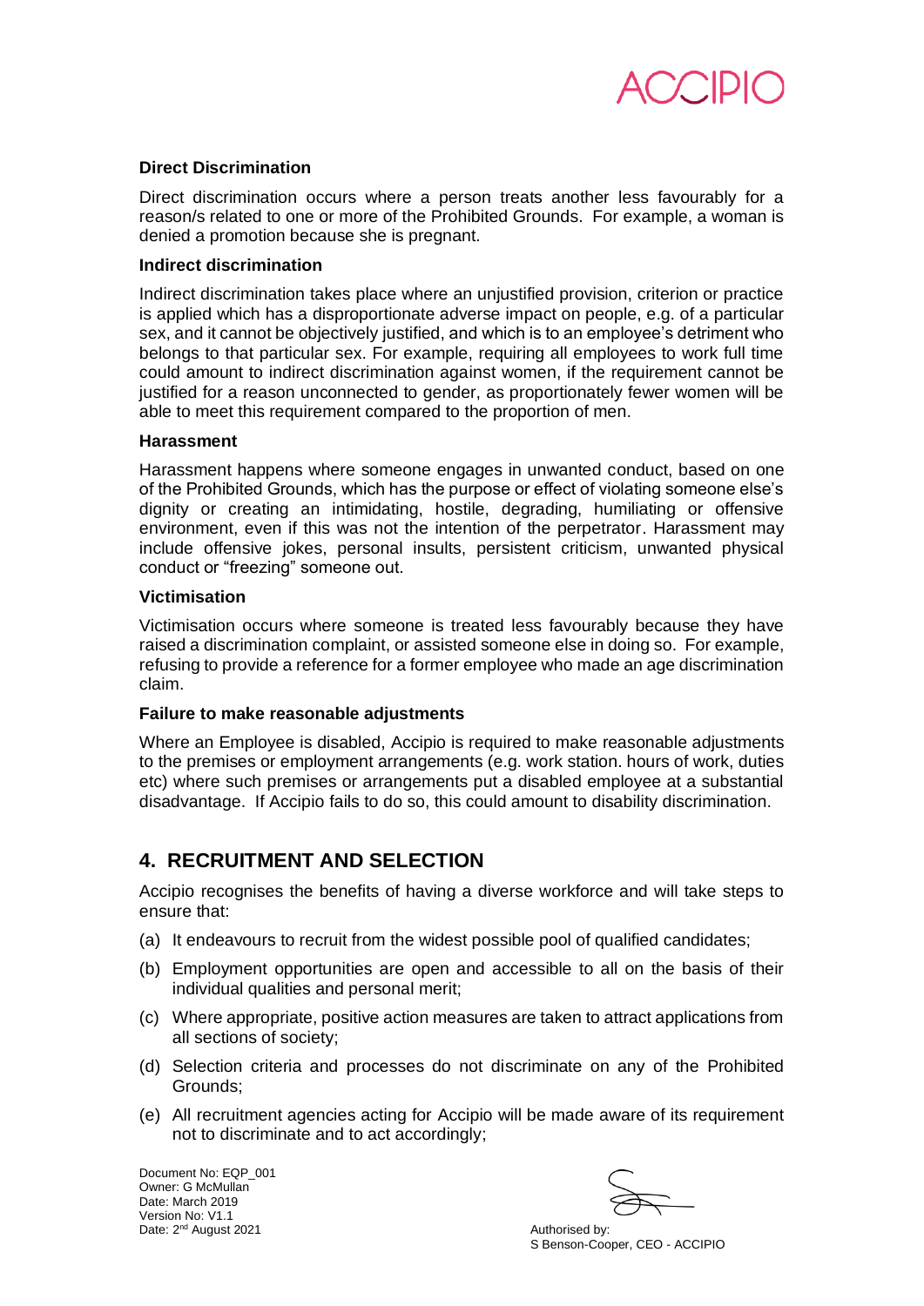### Direct Discrimination

Direct discrimination occurs where a person treats another less favourably for a reason/s related to one or more of the Prohibited Grounds. For example, a woman is denied a promotion because she is pregnant.

### Indirect discrimination

Indirect discrimination takes place where an unjustified provision, criterion or practice is applied which has a disproportionate adverse impact on people, e.g. of a particular sex, and it cannot be objectively justified, and which is to an employee's detriment who belongs to that particular sex. For example, requiring all employees to work full time could amount to indirect discrimination against women, if the requirement cannot be justified for a reason unconnected to gender, as proportionately fewer women will be able to meet this requirement compared to the proportion of men.

### Harassment

Harassment happens where someone engages in unwanted conduct, based on one of the Prohibited Grounds, which has the purpose or effect of violating someone else's dignity or creating an intimidating, hostile, degrading, humiliating or offensive environment, even if this was not the intention of the perpetrator. Harassment may include offensive jokes, personal insults, persistent criticism, unwanted physical conduct or "freezing" someone out.

### Victimisation

Victimisation occurs where someone is treated less favourably because they have raised a discrimination complaint, or assisted someone else in doing so. For example, refusing to provide a reference for a former employee who made an age discrimination claim.

### Failure to make reasonable adjustments

Where an Employee is disabled, Accipio is required to make reasonable adjustments to the premises or employment arrangements (e.g. work station. hours of work, duties etc) where such premises or arrangements put a disabled employee at a substantial disadvantage. If Accipio fails to do so, this could amount to disability discrimination.

## 4. RECRUITMENT AND SELECTION

Accipio recognises the benefits of having a diverse workforce and will take steps to ensure that:

(a) It endeavours to recruit from the widest possible pool of qualified candidates;

(b) Employment opportunities are open and accessible to all on the basis of their individual qualities and personal merit;

(c) Where appropriate, positive action measures are taken to attract applications from all sections of society;

(d) Selection criteria and processes do not discriminate on any of the Prohibited Grounds;

(e) All recruitment agencies acting for Accipio will be made aware of its requirement not to discriminate and to act accordingly;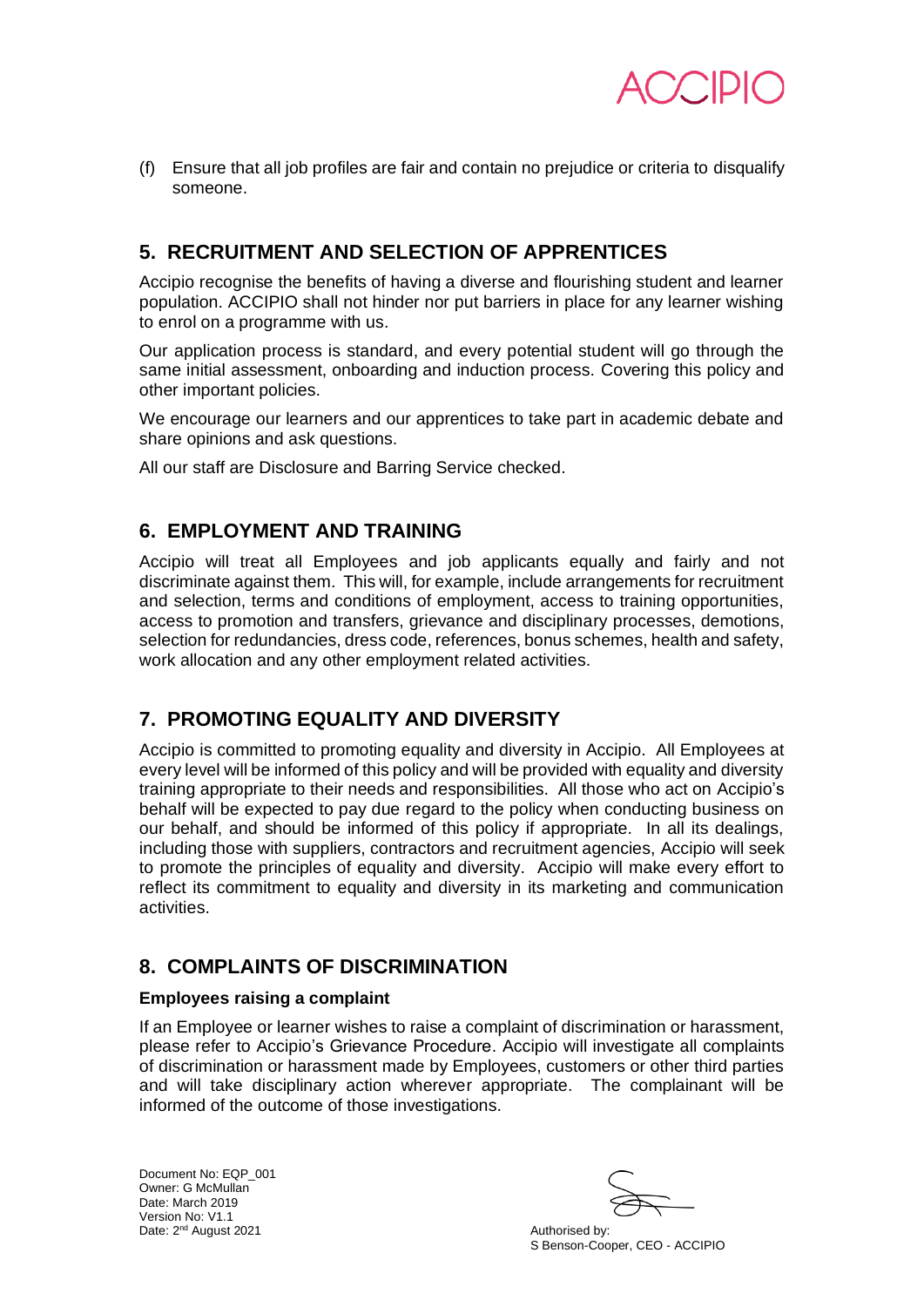(f) Ensure that all job profiles are fair and contain no prejudice or criteria to disqualify someone.

## 5. RECRUITMENT AND SELECTION OF APPRENTICES

Accipio recognise the benefits of having a diverse and flourishing student and learner population. ACCIPIO shall not hinder nor put barriers in place for any learner wishing to enrol on a programme with us.

Our application process is standard, and every potential student will go through the same initial assessment, onboarding and induction process. Covering this policy and other important policies.

We encourage our learners and our apprentices to take part in academic debate and share opinions and ask questions.

All our staff are Disclosure and Barring Service checked.

## 6. EMPLOYMENT AND TRAINING

Accipio will treat all Employees and job applicants equally and fairly and not discriminate against them. This will, for example, include arrangements for recruitment and selection, terms and conditions of employment, access to training opportunities, access to promotion and transfers, grievance and disciplinary processes, demotions, selection for redundancies, dress code, references, bonus schemes, health and safety, work allocation and any other employment related activities.

## 7. PROMOTING EQUALITY AND DIVERSITY

Accipio is committed to promoting equality and diversity in Accipio. All Employees at every level will be informed of this policy and will be provided with equality and diversity training appropriate to their needs and responsibilities. All those who act on Accipio's behalf will be expected to pay due regard to the policy when conducting business on our behalf, and should be informed of this policy if appropriate. In all its dealings, including those with suppliers, contractors and recruitment agencies, Accipio will seek to promote the principles of equality and diversity. Accipio will make every effort to reflect its commitment to equality and diversity in its marketing and communication activities.

## 8. COMPLAINTS OF DISCRIMINATION

**Employees raising a complaint**

If an Employee or learner wishes to raise a complaint of discrimination or harassment, please refer to Accipio's Grievance Procedure. Accipio will investigate all complaints of discrimination or harassment made by Employees, customers or other third parties and will take disciplinary action wherever appropriate. The complainant will be informed of the outcome of those investigations.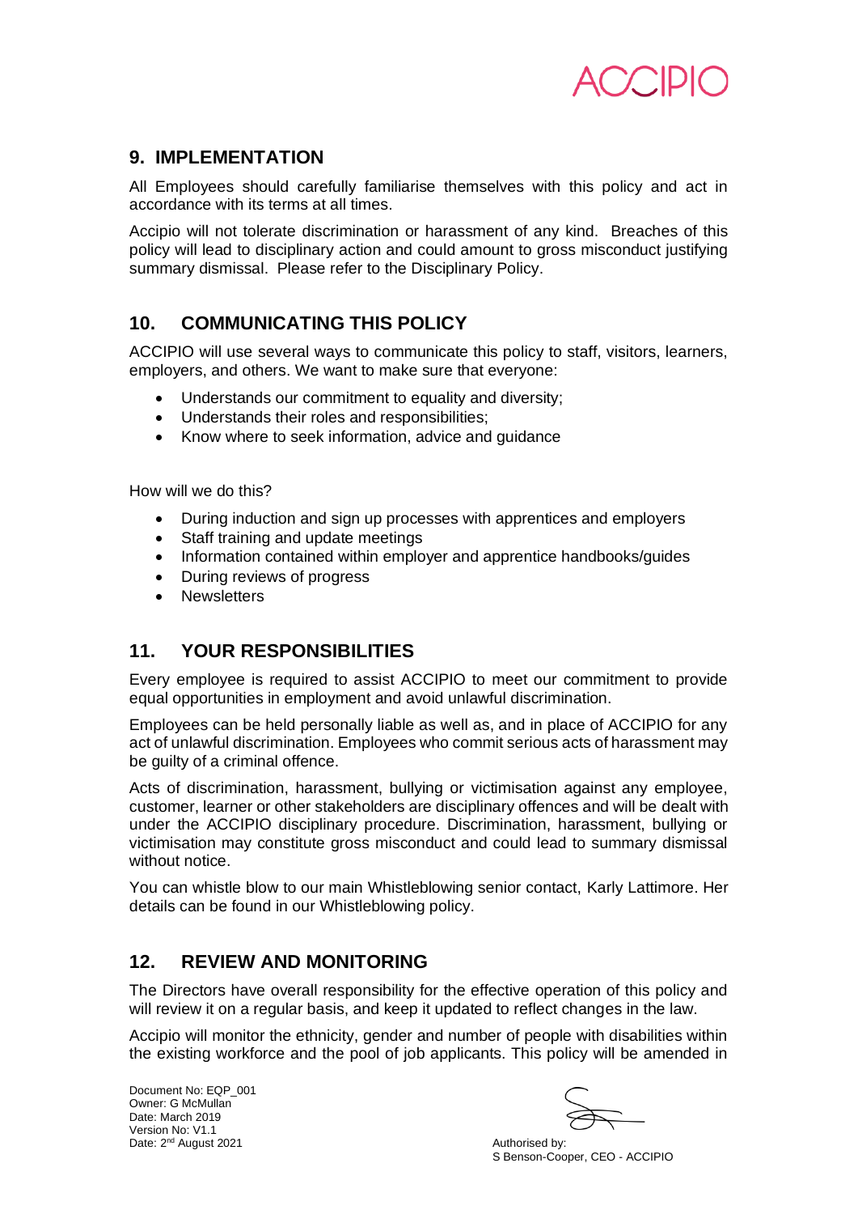## 9. IMPLEMENTATION

All Employees should carefully familiarise themselves with this policy and act in accordance with its terms at all times.

Accipio will not tolerate discrimination or harassment of any kind. Breaches of this policy will lead to disciplinary action and could amount to gross misconduct justifying summary dismissal. Please refer to the Disciplinary Policy.

## 10. COMMUNICATING THIS POLICY

ACCIPIO will use several ways to communicate this policy to staff, visitors, learners, employers, and others. We want to make sure that everyone:

- Understands our commitment to equality and diversity;
- Understands their roles and responsibilities;
- Know where to seek information, advice and guidance

How will we do this?

- During induction and sign up processes with apprentices and employers
- Staff training and update meetings
- Information contained within employer and apprentice handbooks/guides
- During reviews of progress
- Newsletters

## 11. YOUR RESPONSIBILITIES

Every employee is required to assist ACCIPIO to meet our commitment to provide equal opportunities in employment and avoid unlawful discrimination.

Employees can be held personally liable as well as, and in place of ACCIPIO for any act of unlawful discrimination. Employees who commit serious acts of harassment may be guilty of a criminal offence.

Acts of discrimination, harassment, bullying or victimisation against any employee, customer, learner or other stakeholders are disciplinary offences and will be dealt with under the ACCIPIO disciplinary procedure. Discrimination, harassment, bullying or victimisation may constitute gross misconduct and could lead to summary dismissal without notice.

You can whistle blow to our main Whistleblowing senior contact, Karly Lattimore. Her details can be found in our Whistleblowing policy.

## 12. REVIEW AND MONITORING

The Directors have overall responsibility for the effective operation of this policy and will review it on a regular basis, and keep it updated to reflect changes in the law.

Accipio will monitor the ethnicity, gender and number of people with disabilities within the existing workforce and the pool of job applicants. This policy will be amended in

Document No: EQP_001
Owner: G McMullan
Date: March 2019
Version No: V1.1
Date: 2nd August 2021

Authorised by:
S Benson-Cooper, CEO - ACCIPIO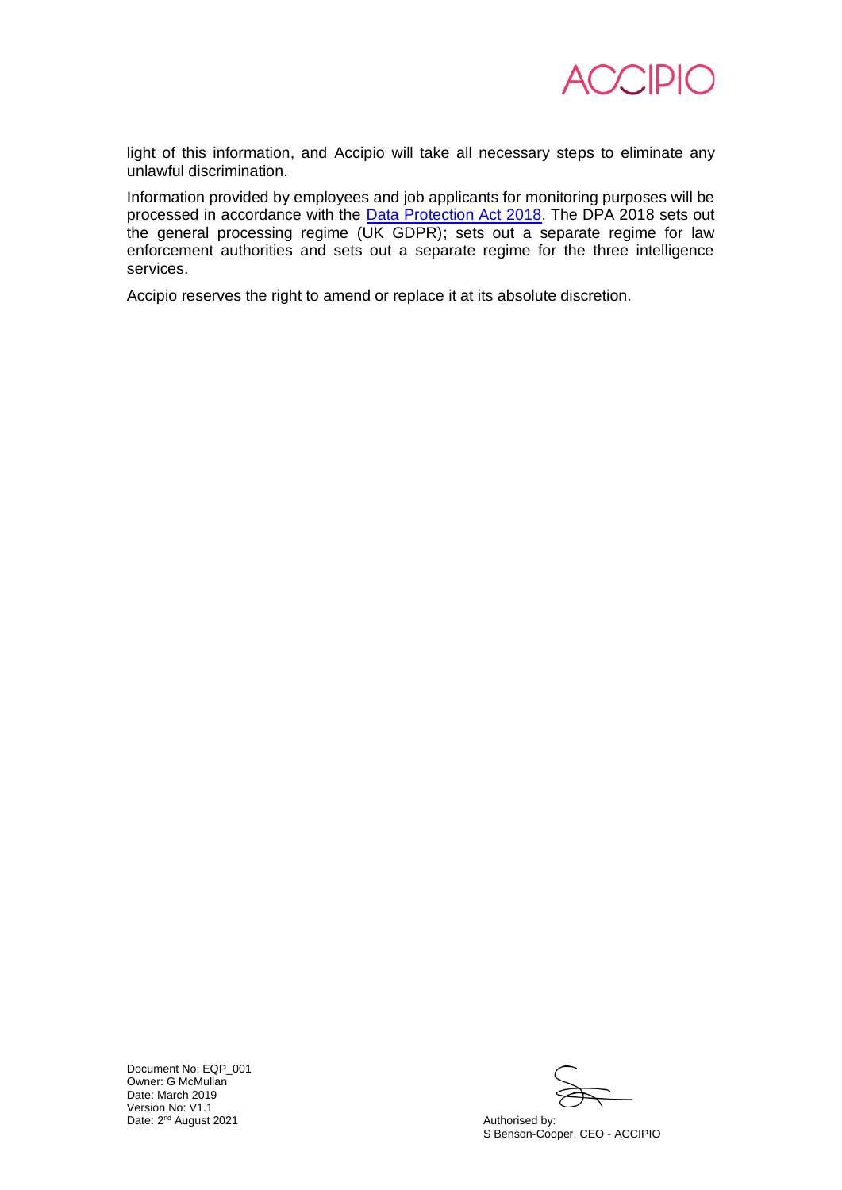light of this information, and Accipio will take all necessary steps to eliminate any unlawful discrimination.

Information provided by employees and job applicants for monitoring purposes will be processed in accordance with the [Data Protection Act 2018](). The DPA 2018 sets out the general processing regime (UK GDPR); sets out a separate regime for law enforcement authorities and sets out a separate regime for the three intelligence services.

Accipio reserves the right to amend or replace it at its absolute discretion.

Document No: EQP_001
Owner: G McMullan
Date: March 2019
Version No: V1.1
Date: 2nd August 2021

Authorised by:
S Benson-Cooper, CEO - ACCIPIO